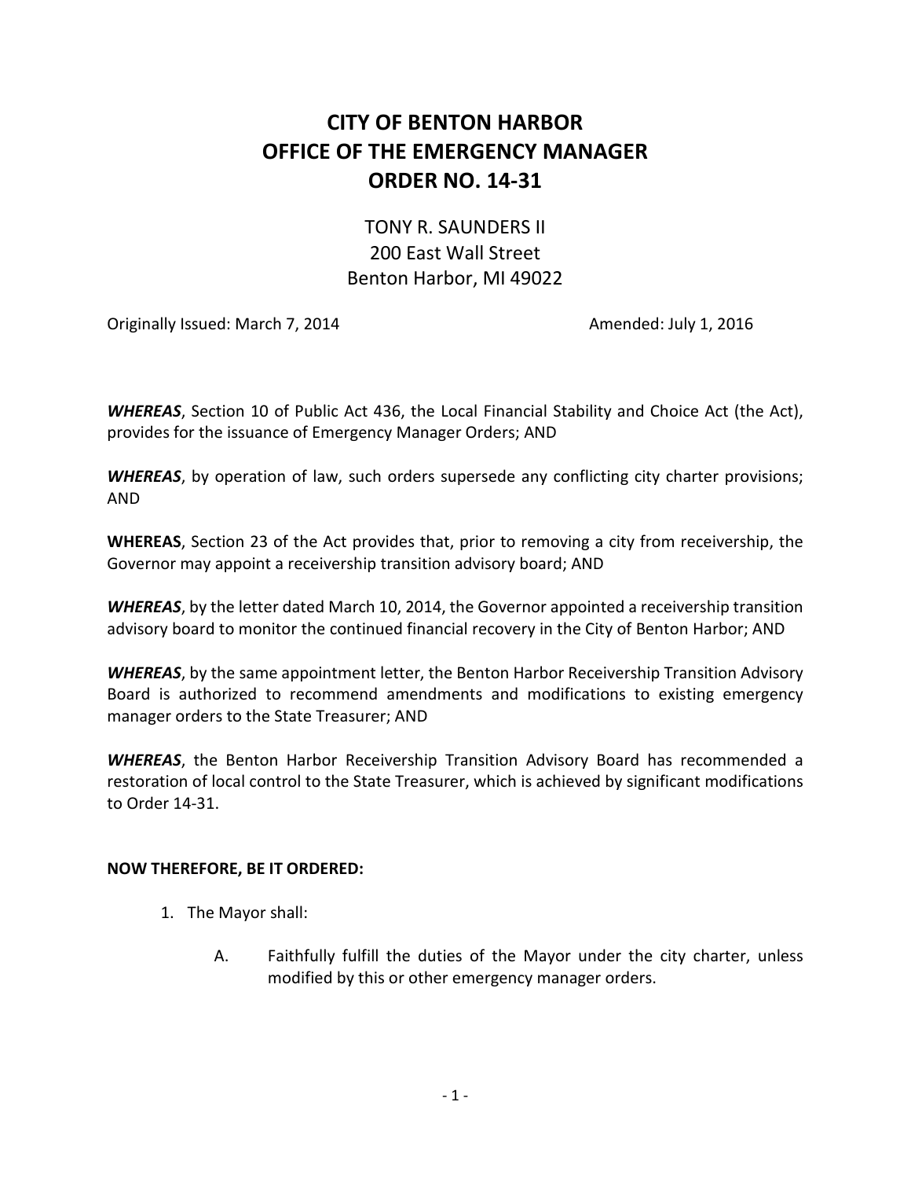# CITY OF BENTON HARBOR
# OFFICE OF THE EMERGENCY MANAGER
# ORDER NO. 14-31

TONY R. SAUNDERS II
200 East Wall Street
Benton Harbor, MI 49022

Originally Issued: March 7, 2014 Amended: July 1, 2016

***WHEREAS***, Section 10 of Public Act 436, the Local Financial Stability and Choice Act (the Act), provides for the issuance of Emergency Manager Orders; AND

***WHEREAS***, by operation of law, such orders supersede any conflicting city charter provisions; AND

**WHEREAS**, Section 23 of the Act provides that, prior to removing a city from receivership, the Governor may appoint a receivership transition advisory board; AND

***WHEREAS***, by the letter dated March 10, 2014, the Governor appointed a receivership transition advisory board to monitor the continued financial recovery in the City of Benton Harbor; AND

***WHEREAS***, by the same appointment letter, the Benton Harbor Receivership Transition Advisory Board is authorized to recommend amendments and modifications to existing emergency manager orders to the State Treasurer; AND

***WHEREAS***, the Benton Harbor Receivership Transition Advisory Board has recommended a restoration of local control to the State Treasurer, which is achieved by significant modifications to Order 14-31.

**NOW THEREFORE, BE IT ORDERED:**

1. The Mayor shall:

   A. Faithfully fulfill the duties of the Mayor under the city charter, unless modified by this or other emergency manager orders.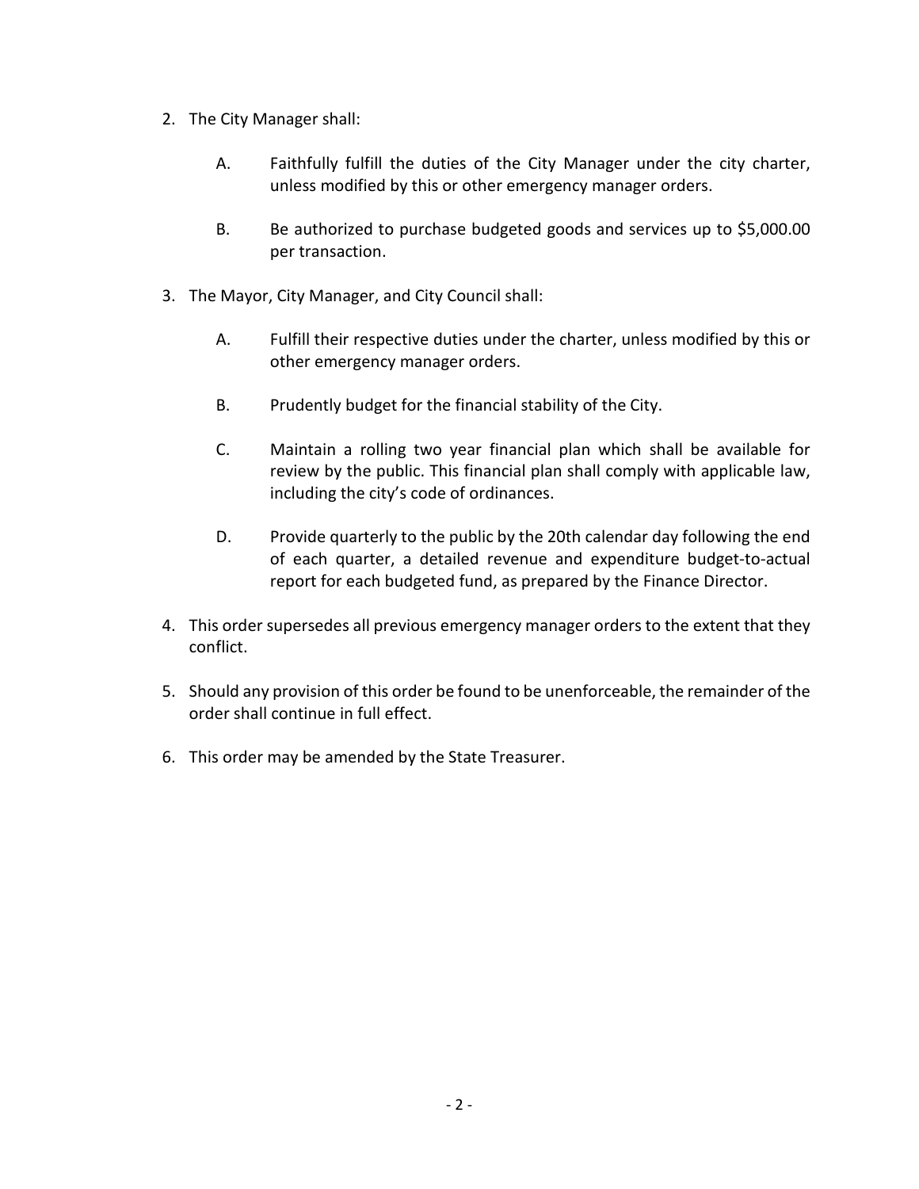2. The City Manager shall:

   A. Faithfully fulfill the duties of the City Manager under the city charter, unless modified by this or other emergency manager orders.

   B. Be authorized to purchase budgeted goods and services up to $5,000.00 per transaction.

3. The Mayor, City Manager, and City Council shall:

   A. Fulfill their respective duties under the charter, unless modified by this or other emergency manager orders.

   B. Prudently budget for the financial stability of the City.

   C. Maintain a rolling two year financial plan which shall be available for review by the public. This financial plan shall comply with applicable law, including the city's code of ordinances.

   D. Provide quarterly to the public by the 20th calendar day following the end of each quarter, a detailed revenue and expenditure budget-to-actual report for each budgeted fund, as prepared by the Finance Director.

4. This order supersedes all previous emergency manager orders to the extent that they conflict.

5. Should any provision of this order be found to be unenforceable, the remainder of the order shall continue in full effect.

6. This order may be amended by the State Treasurer.